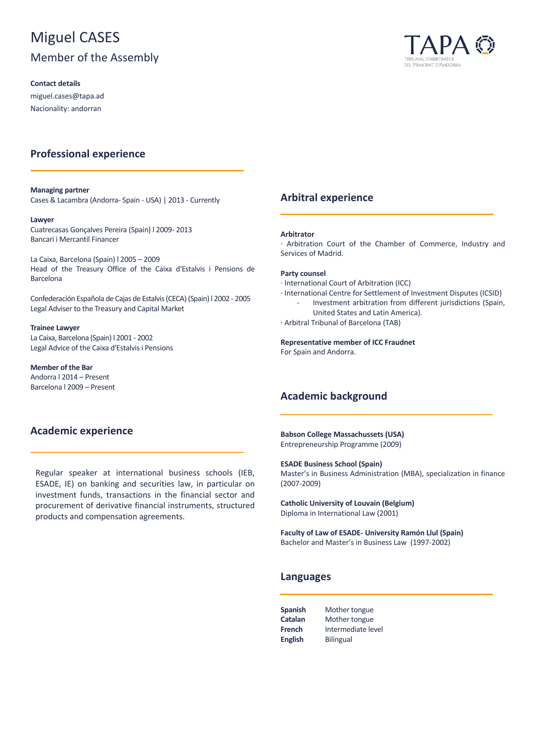# Miguel CASES

## Member of the Assembly

**Contact details**

miguel.cases@tapa.ad

Nacionality: andorran

## Professional experience

**Managing partner**
Cases & Lacambra (Andorra- Spain - USA) | 2013 - Currently

**Lawyer**
Cuatrecasas Gonçalves Pereira (Spain) l 2009- 2013
Bancari i Mercantil Financer

La Caixa, Barcelona (Spain) l 2005 – 2009
Head of the Treasury Office of the Caixa d'Estalvis i Pensions de Barcelona

Confederación Española de Cajas de Estalvis (CECA) (Spain) l 2002 - 2005
Legal Adviser to the Treasury and Capital Market

**Trainee Lawyer**
La Caixa, Barcelona (Spain) l 2001 - 2002
Legal Advice of the Caixa d'Estalvis i Pensions

**Member of the Bar**
Andorra l 2014 – Present
Barcelona l 2009 – Present

## Academic experience

Regular speaker at international business schools (IEB, ESADE, IE) on banking and securities law, in particular on investment funds, transactions in the financial sector and procurement of derivative financial instruments, structured products and compensation agreements.

## Arbitral experience

**Arbitrator**

· Arbitration Court of the Chamber of Commerce, Industry and Services of Madrid.

**Party counsel**

· International Court of Arbitration (ICC)
· International Centre for Settlement of Investment Disputes (ICSID)
  - Investment arbitration from different jurisdictions (Spain, United States and Latin America).

· Arbitral Tribunal of Barcelona (TAB)

**Representative member of ICC Fraudnet**
For Spain and Andorra.

## Academic background

**Babson College Massachussets (USA)**
Entrepreneurship Programme (2009)

**ESADE Business School (Spain)**
Master's in Business Administration (MBA), specialization in finance (2007-2009)

**Catholic University of Louvain (Belgium)**
Diploma in International Law (2001)

**Faculty of Law of ESADE- University Ramón Llul (Spain)**
Bachelor and Master's in Business Law (1997-2002)

## Languages

| | |
|---|---|
| **Spanish** | Mother tongue |
| **Catalan** | Mother tongue |
| **French** | Intermediate level |
| **English** | Bilingual |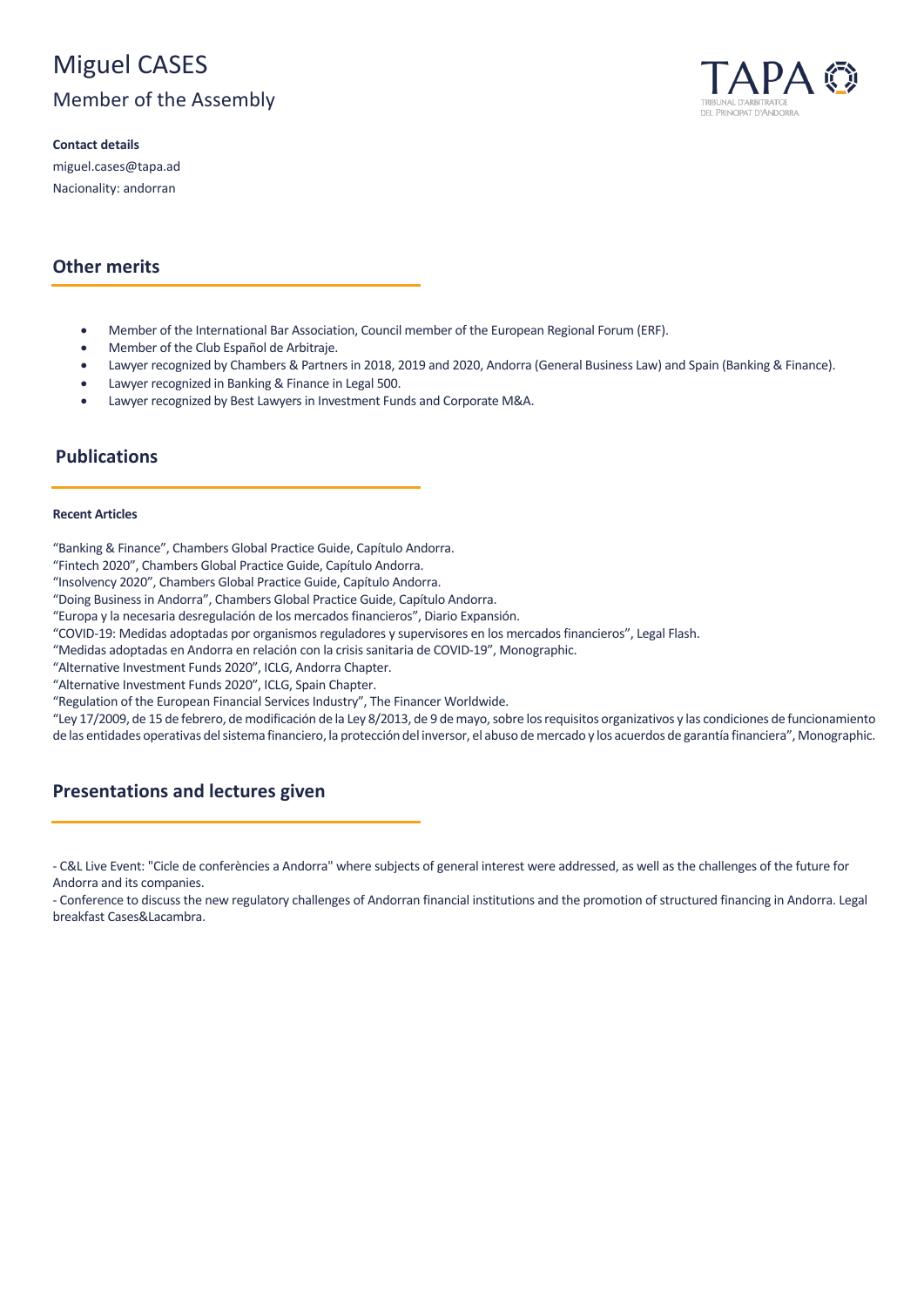# Miguel CASES

## Member of the Assembly

TAPA
TRIBUNAL D'ARBITRATGE
DEL PRINCIPAT D'ANDORRA

**Contact details**

miguel.cases@tapa.ad

Nacionality: andorran

## Other merits

- Member of the International Bar Association, Council member of the European Regional Forum (ERF).
- Member of the Club Español de Arbitraje.
- Lawyer recognized by Chambers & Partners in 2018, 2019 and 2020, Andorra (General Business Law) and Spain (Banking & Finance).
- Lawyer recognized in Banking & Finance in Legal 500.
- Lawyer recognized by Best Lawyers in Investment Funds and Corporate M&A.

## Publications

#### Recent Articles

"Banking & Finance", Chambers Global Practice Guide, Capítulo Andorra.
"Fintech 2020", Chambers Global Practice Guide, Capítulo Andorra.
"Insolvency 2020", Chambers Global Practice Guide, Capítulo Andorra.
"Doing Business in Andorra", Chambers Global Practice Guide, Capítulo Andorra.
"Europa y la necesaria desregulación de los mercados financieros", Diario Expansión.
"COVID-19: Medidas adoptadas por organismos reguladores y supervisores en los mercados financieros", Legal Flash.
"Medidas adoptadas en Andorra en relación con la crisis sanitaria de COVID-19", Monographic.
"Alternative Investment Funds 2020", ICLG, Andorra Chapter.
"Alternative Investment Funds 2020", ICLG, Spain Chapter.
"Regulation of the European Financial Services Industry", The Financer Worldwide.
"Ley 17/2009, de 15 de febrero, de modificación de la Ley 8/2013, de 9 de mayo, sobre los requisitos organizativos y las condiciones de funcionamiento de las entidades operativas del sistema financiero, la protección del inversor, el abuso de mercado y los acuerdos de garantía financiera", Monographic.

## Presentations and lectures given

- C&L Live Event: "Cicle de conferències a Andorra" where subjects of general interest were addressed, as well as the challenges of the future for Andorra and its companies.
- Conference to discuss the new regulatory challenges of Andorran financial institutions and the promotion of structured financing in Andorra. Legal breakfast Cases&Lacambra.